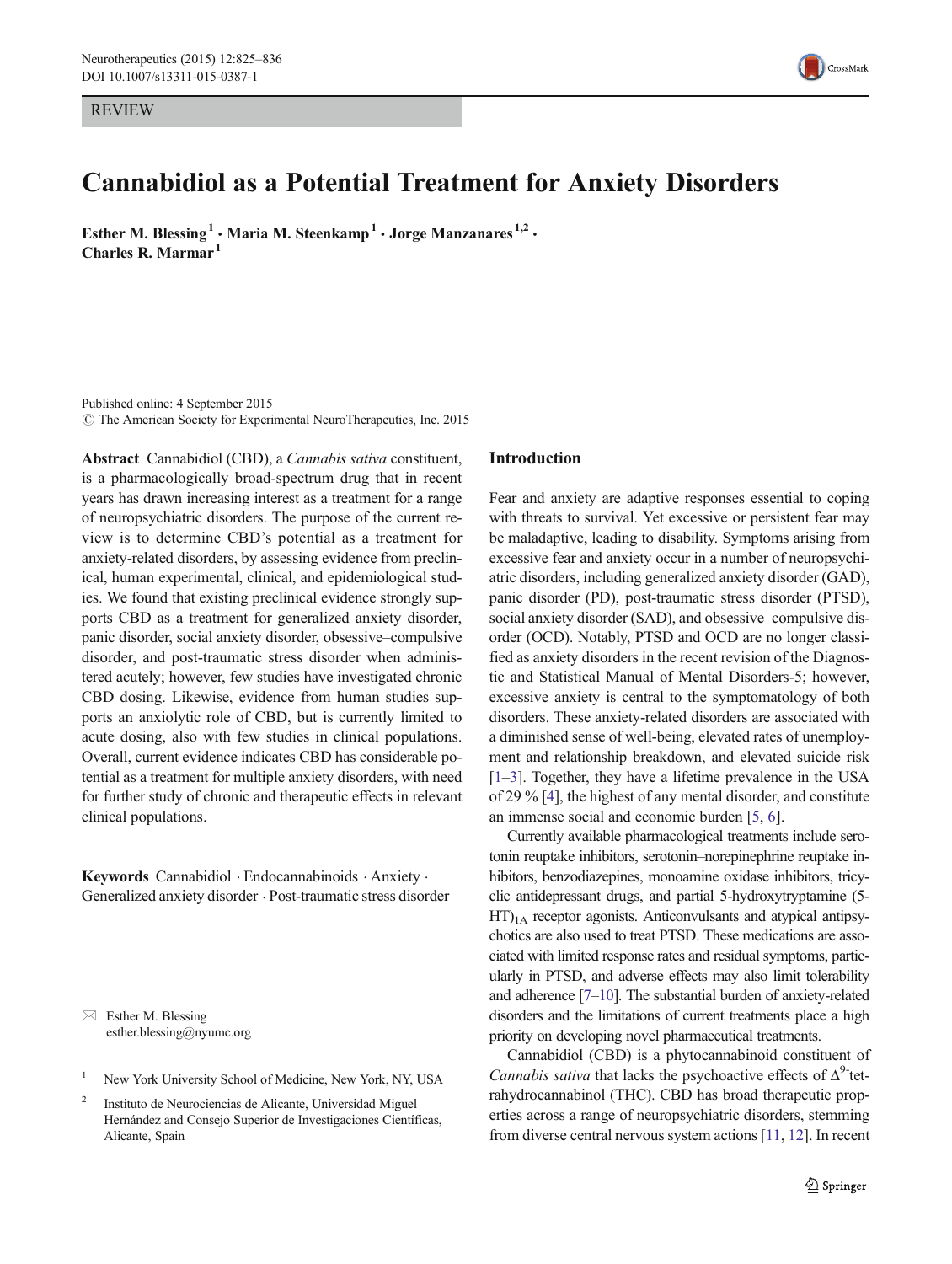REVIEW

# Cannabidiol as a Potential Treatment for Anxiety Disorders

**Esther M. Blessing**[1] · **Maria M. Steenkamp**[1] · **Jorge Manzanares**[1,2] · **Charles R. Marmar**[1]

Published online: 4 September 2015
© The American Society for Experimental NeuroTherapeutics, Inc. 2015

**Abstract** Cannabidiol (CBD), a *Cannabis sativa* constituent, is a pharmacologically broad-spectrum drug that in recent years has drawn increasing interest as a treatment for a range of neuropsychiatric disorders. The purpose of the current review is to determine CBD's potential as a treatment for anxiety-related disorders, by assessing evidence from preclinical, human experimental, clinical, and epidemiological studies. We found that existing preclinical evidence strongly supports CBD as a treatment for generalized anxiety disorder, panic disorder, social anxiety disorder, obsessive–compulsive disorder, and post-traumatic stress disorder when administered acutely; however, few studies have investigated chronic CBD dosing. Likewise, evidence from human studies supports an anxiolytic role of CBD, but is currently limited to acute dosing, also with few studies in clinical populations. Overall, current evidence indicates CBD has considerable potential as a treatment for multiple anxiety disorders, with need for further study of chronic and therapeutic effects in relevant clinical populations.

**Keywords** Cannabidiol · Endocannabinoids · Anxiety · Generalized anxiety disorder · Post-traumatic stress disorder

✉ Esther M. Blessing
esther.blessing@nyumc.org

[1] New York University School of Medicine, New York, NY, USA

[2] Instituto de Neurociencias de Alicante, Universidad Miguel Hernández and Consejo Superior de Investigaciones Científicas, Alicante, Spain

## Introduction

Fear and anxiety are adaptive responses essential to coping with threats to survival. Yet excessive or persistent fear may be maladaptive, leading to disability. Symptoms arising from excessive fear and anxiety occur in a number of neuropsychiatric disorders, including generalized anxiety disorder (GAD), panic disorder (PD), post-traumatic stress disorder (PTSD), social anxiety disorder (SAD), and obsessive–compulsive disorder (OCD). Notably, PTSD and OCD are no longer classified as anxiety disorders in the recent revision of the Diagnostic and Statistical Manual of Mental Disorders-5; however, excessive anxiety is central to the symptomatology of both disorders. These anxiety-related disorders are associated with a diminished sense of well-being, elevated rates of unemployment and relationship breakdown, and elevated suicide risk [1–3]. Together, they have a lifetime prevalence in the USA of 29 % [4], the highest of any mental disorder, and constitute an immense social and economic burden [5, 6].

Currently available pharmacological treatments include serotonin reuptake inhibitors, serotonin–norepinephrine reuptake inhibitors, benzodiazepines, monoamine oxidase inhibitors, tricyclic antidepressant drugs, and partial 5-hydroxytryptamine (5-HT)$_{1A}$ receptor agonists. Anticonvulsants and atypical antipsychotics are also used to treat PTSD. These medications are associated with limited response rates and residual symptoms, particularly in PTSD, and adverse effects may also limit tolerability and adherence [7–10]. The substantial burden of anxiety-related disorders and the limitations of current treatments place a high priority on developing novel pharmaceutical treatments.

Cannabidiol (CBD) is a phytocannabinoid constituent of *Cannabis sativa* that lacks the psychoactive effects of $\Delta^9$-tetrahydrocannabinol (THC). CBD has broad therapeutic properties across a range of neuropsychiatric disorders, stemming from diverse central nervous system actions [11, 12]. In recent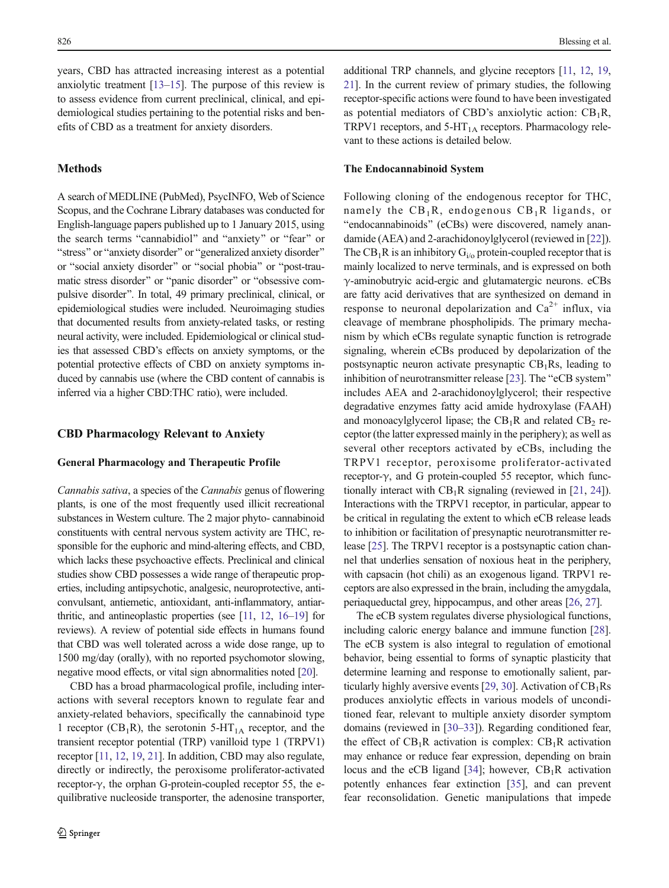years, CBD has attracted increasing interest as a potential anxiolytic treatment [13–15]. The purpose of this review is to assess evidence from current preclinical, clinical, and epidemiological studies pertaining to the potential risks and benefits of CBD as a treatment for anxiety disorders.

## Methods

A search of MEDLINE (PubMed), PsycINFO, Web of Science Scopus, and the Cochrane Library databases was conducted for English-language papers published up to 1 January 2015, using the search terms "cannabidiol" and "anxiety" or "fear" or "stress" or "anxiety disorder" or "generalized anxiety disorder" or "social anxiety disorder" or "social phobia" or "post-traumatic stress disorder" or "panic disorder" or "obsessive compulsive disorder". In total, 49 primary preclinical, clinical, or epidemiological studies were included. Neuroimaging studies that documented results from anxiety-related tasks, or resting neural activity, were included. Epidemiological or clinical studies that assessed CBD's effects on anxiety symptoms, or the potential protective effects of CBD on anxiety symptoms induced by cannabis use (where the CBD content of cannabis is inferred via a higher CBD:THC ratio), were included.

## CBD Pharmacology Relevant to Anxiety

### General Pharmacology and Therapeutic Profile

*Cannabis sativa*, a species of the *Cannabis* genus of flowering plants, is one of the most frequently used illicit recreational substances in Western culture. The 2 major phyto- cannabinoid constituents with central nervous system activity are THC, responsible for the euphoric and mind-altering effects, and CBD, which lacks these psychoactive effects. Preclinical and clinical studies show CBD possesses a wide range of therapeutic properties, including antipsychotic, analgesic, neuroprotective, anticonvulsant, antiemetic, antioxidant, anti-inflammatory, antiarthritic, and antineoplastic properties (see [11, 12, 16–19] for reviews). A review of potential side effects in humans found that CBD was well tolerated across a wide dose range, up to 1500 mg/day (orally), with no reported psychomotor slowing, negative mood effects, or vital sign abnormalities noted [20].

CBD has a broad pharmacological profile, including interactions with several receptors known to regulate fear and anxiety-related behaviors, specifically the cannabinoid type 1 receptor ($CB_1R$), the serotonin $5\text{-}HT_{1A}$ receptor, and the transient receptor potential (TRP) vanilloid type 1 (TRPV1) receptor [11, 12, 19, 21]. In addition, CBD may also regulate, directly or indirectly, the peroxisome proliferator-activated receptor-γ, the orphan G-protein-coupled receptor 55, the equilibrative nucleoside transporter, the adenosine transporter, additional TRP channels, and glycine receptors [11, 12, 19, 21]. In the current review of primary studies, the following receptor-specific actions were found to have been investigated as potential mediators of CBD's anxiolytic action: $CB_1R$, TRPV1 receptors, and $5\text{-}HT_{1A}$ receptors. Pharmacology relevant to these actions is detailed below.

### The Endocannabinoid System

Following cloning of the endogenous receptor for THC, namely the $CB_1R$, endogenous $CB_1R$ ligands, or "endocannabinoids" (eCBs) were discovered, namely anandamide (AEA) and 2-arachidonoylglycerol (reviewed in [22]). The $CB_1R$ is an inhibitory $G_{i/o}$ protein-coupled receptor that is mainly localized to nerve terminals, and is expressed on both γ-aminobutryic acid-ergic and glutamatergic neurons. eCBs are fatty acid derivatives that are synthesized on demand in response to neuronal depolarization and $Ca^{2+}$ influx, via cleavage of membrane phospholipids. The primary mechanism by which eCBs regulate synaptic function is retrograde signaling, wherein eCBs produced by depolarization of the postsynaptic neuron activate presynaptic $CB_1Rs$, leading to inhibition of neurotransmitter release [23]. The "eCB system" includes AEA and 2-arachidonoylglycerol; their respective degradative enzymes fatty acid amide hydroxylase (FAAH) and monoacylglycerol lipase; the $CB_1R$ and related $CB_2$ receptor (the latter expressed mainly in the periphery); as well as several other receptors activated by eCBs, including the TRPV1 receptor, peroxisome proliferator-activated receptor-γ, and G protein-coupled 55 receptor, which functionally interact with $CB_1R$ signaling (reviewed in [21, 24]). Interactions with the TRPV1 receptor, in particular, appear to be critical in regulating the extent to which eCB release leads to inhibition or facilitation of presynaptic neurotransmitter release [25]. The TRPV1 receptor is a postsynaptic cation channel that underlies sensation of noxious heat in the periphery, with capsacin (hot chili) as an exogenous ligand. TRPV1 receptors are also expressed in the brain, including the amygdala, periaqueductal grey, hippocampus, and other areas [26, 27].

The eCB system regulates diverse physiological functions, including caloric energy balance and immune function [28]. The eCB system is also integral to regulation of emotional behavior, being essential to forms of synaptic plasticity that determine learning and response to emotionally salient, particularly highly aversive events [29, 30]. Activation of $CB_1Rs$ produces anxiolytic effects in various models of unconditioned fear, relevant to multiple anxiety disorder symptom domains (reviewed in [30–33]). Regarding conditioned fear, the effect of $CB_1R$ activation is complex: $CB_1R$ activation may enhance or reduce fear expression, depending on brain locus and the eCB ligand [34]; however, $CB_1R$ activation potently enhances fear extinction [35], and can prevent fear reconsolidation. Genetic manipulations that impede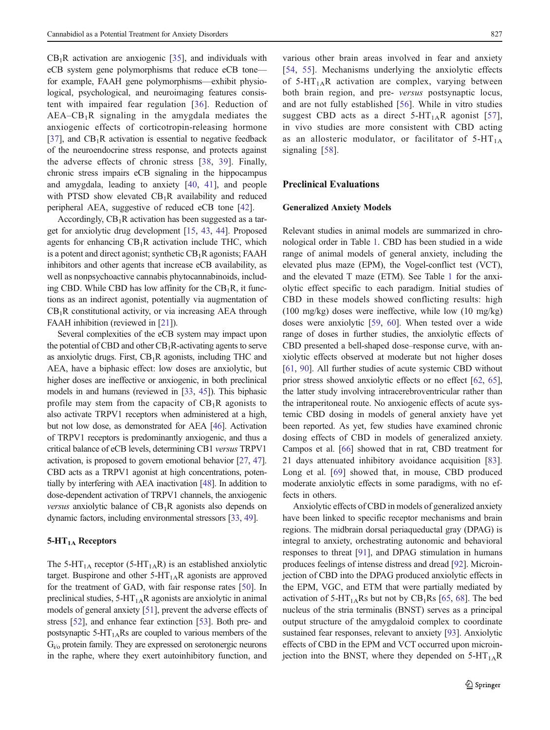$CB_1R$ activation are anxiogenic [35], and individuals with eCB system gene polymorphisms that reduce eCB tone—for example, FAAH gene polymorphisms—exhibit physiological, psychological, and neuroimaging features consistent with impaired fear regulation [36]. Reduction of AEA–$CB_1R$ signaling in the amygdala mediates the anxiogenic effects of corticotropin-releasing hormone [37], and $CB_1R$ activation is essential to negative feedback of the neuroendocrine stress response, and protects against the adverse effects of chronic stress [38, 39]. Finally, chronic stress impairs eCB signaling in the hippocampus and amygdala, leading to anxiety [40, 41], and people with PTSD show elevated $CB_1R$ availability and reduced peripheral AEA, suggestive of reduced eCB tone [42].

Accordingly, $CB_1R$ activation has been suggested as a target for anxiolytic drug development [15, 43, 44]. Proposed agents for enhancing $CB_1R$ activation include THC, which is a potent and direct agonist; synthetic $CB_1R$ agonists; FAAH inhibitors and other agents that increase eCB availability, as well as nonpsychoactive cannabis phytocannabinoids, including CBD. While CBD has low affinity for the $CB_1R$, it functions as an indirect agonist, potentially via augmentation of $CB_1R$ constitutional activity, or via increasing AEA through FAAH inhibition (reviewed in [21]).

Several complexities of the eCB system may impact upon the potential of CBD and other $CB_1R$-activating agents to serve as anxiolytic drugs. First, $CB_1R$ agonists, including THC and AEA, have a biphasic effect: low doses are anxiolytic, but higher doses are ineffective or anxiogenic, in both preclinical models in and humans (reviewed in [33, 45]). This biphasic profile may stem from the capacity of $CB_1R$ agonists to also activate TRPV1 receptors when administered at a high, but not low dose, as demonstrated for AEA [46]. Activation of TRPV1 receptors is predominantly anxiogenic, and thus a critical balance of eCB levels, determining CB1 *versus* TRPV1 activation, is proposed to govern emotional behavior [27, 47]. CBD acts as a TRPV1 agonist at high concentrations, potentially by interfering with AEA inactivation [48]. In addition to dose-dependent activation of TRPV1 channels, the anxiogenic *versus* anxiolytic balance of $CB_1R$ agonists also depends on dynamic factors, including environmental stressors [33, 49].

### $5\text{-}HT_{1A}$ Receptors

The $5\text{-}HT_{1A}$ receptor ($5\text{-}HT_{1A}R$) is an established anxiolytic target. Buspirone and other $5\text{-}HT_{1A}R$ agonists are approved for the treatment of GAD, with fair response rates [50]. In preclinical studies, $5\text{-}HT_{1A}R$ agonists are anxiolytic in animal models of general anxiety [51], prevent the adverse effects of stress [52], and enhance fear extinction [53]. Both pre- and postsynaptic $5\text{-}HT_{1A}Rs$ are coupled to various members of the $G_{i/o}$ protein family. They are expressed on serotonergic neurons in the raphe, where they exert autoinhibitory function, and various other brain areas involved in fear and anxiety [54, 55]. Mechanisms underlying the anxiolytic effects of $5\text{-}HT_{1A}R$ activation are complex, varying between both brain region, and pre- *versus* postsynaptic locus, and are not fully established [56]. While in vitro studies suggest CBD acts as a direct $5\text{-}HT_{1A}R$ agonist [57], in vivo studies are more consistent with CBD acting as an allosteric modulator, or facilitator of $5\text{-}HT_{1A}$ signaling [58].

## Preclinical Evaluations

### Generalized Anxiety Models

Relevant studies in animal models are summarized in chronological order in Table 1. CBD has been studied in a wide range of animal models of general anxiety, including the elevated plus maze (EPM), the Vogel-conflict test (VCT), and the elevated T maze (ETM). See Table 1 for the anxiolytic effect specific to each paradigm. Initial studies of CBD in these models showed conflicting results: high (100 mg/kg) doses were ineffective, while low (10 mg/kg) doses were anxiolytic [59, 60]. When tested over a wide range of doses in further studies, the anxiolytic effects of CBD presented a bell-shaped dose–response curve, with anxiolytic effects observed at moderate but not higher doses [61, 90]. All further studies of acute systemic CBD without prior stress showed anxiolytic effects or no effect [62, 65], the latter study involving intracerebroventricular rather than the intraperitoneal route. No anxiogenic effects of acute systemic CBD dosing in models of general anxiety have yet been reported. As yet, few studies have examined chronic dosing effects of CBD in models of generalized anxiety. Campos et al. [66] showed that in rat, CBD treatment for 21 days attenuated inhibitory avoidance acquisition [83]. Long et al. [69] showed that, in mouse, CBD produced moderate anxiolytic effects in some paradigms, with no effects in others.

Anxiolytic effects of CBD in models of generalized anxiety have been linked to specific receptor mechanisms and brain regions. The midbrain dorsal periaqueductal gray (DPAG) is integral to anxiety, orchestrating autonomic and behavioral responses to threat [91], and DPAG stimulation in humans produces feelings of intense distress and dread [92]. Microinjection of CBD into the DPAG produced anxiolytic effects in the EPM, VGC, and ETM that were partially mediated by activation of $5\text{-}HT_{1A}Rs$ but not by $CB_1Rs$ [65, 68]. The bed nucleus of the stria terminalis (BNST) serves as a principal output structure of the amygdaloid complex to coordinate sustained fear responses, relevant to anxiety [93]. Anxiolytic effects of CBD in the EPM and VCT occurred upon microinjection into the BNST, where they depended on $5\text{-}HT_{1A}R$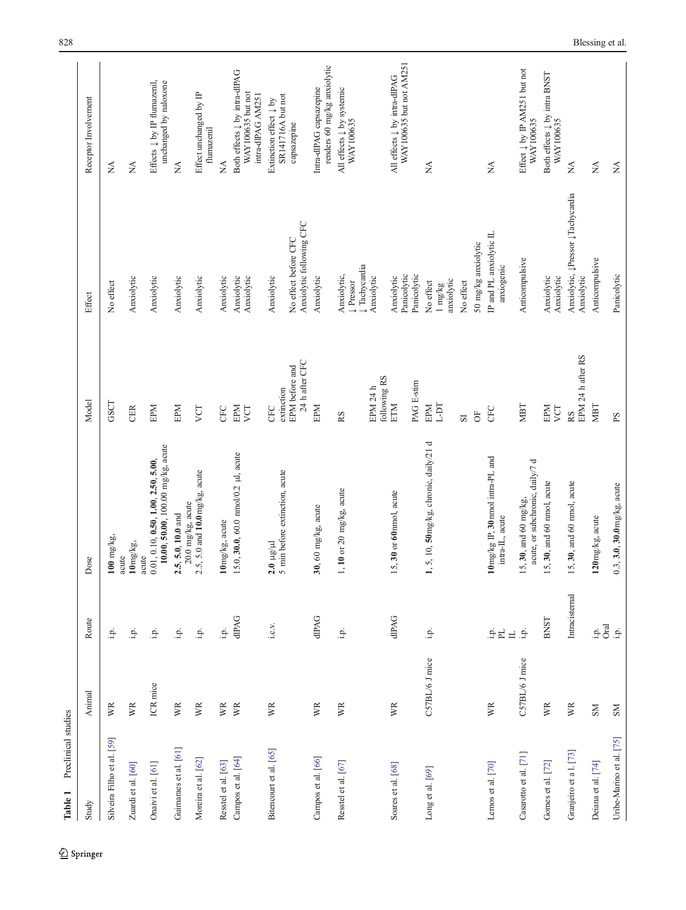**Table 1** Preclinical studies

| Study | Animal | Route | Dose | Model | Effect | Receptor Involvement |
|---|---|---|---|---|---|---|
| Silveira Filho et al. [59] | WR | i.p. | **100** mg/kg, acute | GSCT | No effect | NA |
| Zuardi et al. [60] | WR | i.p. | **10**mg/kg, acute | CER | Anxiolytic | NA |
| Onaivi et al. [61] | ICR mice | i.p. | 0.01, 0.10, **0.50**, **1.00**, **2.50**, **5.00**, **10.00**, **50.00**, 100.00 mg/kg, acute | EPM | Anxiolytic | Effects ↓ by IP flumazenil, unchanged by naloxone |
| Guimaraes et al. [61] | WR | i.p. | **2.5**, **5.0**, **10.0** and 20.0 mg/kg, acute | EPM | Anxiolytic | NA |
| Moreira et al. [62] | WR | i.p. | 2.5, 5.0 and **10.0**mg/kg, acute | VCT | Anxiolytic | Effect unchanged by IP flumazenil |
| Resstel et al. [63] | WR | i.p. | **10**mg/kg, acute | CFC | Anxiolytic | NA |
| Campos et al. [64] | WR | dlPAG | 15.0, **30.0**, 60.0 nmol/0.2 μl, acute | EPM<br>VCT | Anxiolytic<br>Anxiolytic | Both effects ↓ by intra-dlPAG WAY100635 but not intra-dlPAG AM251 |
| Bitencourt et al. [65] | WR | i.c.v. | **2.0** μg/μl<br>5 min before extinction, acute | CFC extinction<br>EPM before and 24 h after CFC | Anxiolytic<br>No effect before CFC<br>Anxiolytic following CFC | Extinction effect ↓ by SR141716A but not capsazepine |
| Campos et al. [66] | WR | dlPAG | **30**, 60 mg/kg, acute | EPM | Anxiolytic | Intra-dlPAG capsazepine renders 60 mg/kg anxiolytic |
| Resstel et al. [67] | WR | i.p. | 1, **10** or 20 mg/kg, acute | RS<br><br>EPM 24 h following RS | Anxiolytic,<br>↓ Pressor<br>↓ Tachycardia<br>Anxiolytic | All effects ↓ by systemic WAY100635 |
| Soares et al. [68] | WR | dlPAG | 15, **30** or **60**nmol, acute | ETM<br><br>PAG E-stim | Anxiolytic<br>Panicolytic<br>Panicolytic | All effects ↓ by intra-dlPAG WAY100635 but not AM251 |
| Long et al. [69] | C57BL/6 J mice | i.p. | **1**, 5, 10, **50**mg/kg, chronic, daily/21 d | EPM<br>L-DT<br><br>SI<br>OF | No effect<br>1 mg/kg anxiolytic<br>No effect<br>50 mg/kg anxiolytic | NA |
| Lemos et al. [70] | WR | i.p.<br>PL<br>IL | **10**mg/kg IP, **30**nmol intra-PL and intra-IL, acute | CFC | IP and PL anxiolytic IL anxiogenic | NA |
| Casarotto et al. [71] | C57BL/6 J mice | i.p. | 15, **30**, and 60 mg/kg, acute, or subchronic, daily/7 d | MBT | Anticompulsive | Effect ↓ by IP AM251 but not WAY100635 |
| Gomes et al. [72] | WR | BNST | 15, **30**, and 60 nmol, acute | EPM<br>VCT | Anxiolytic<br>Anxiolytic | Both effects ↓ by intra BNST WAY100635 |
| Granjeiro et a l. [73] | WR | Intracisternal | 15, **30**, and 60 nmol, acute | RS<br>EPM 24 h after RS | Anxiolytic, ↓Pressor ↓Tachycardia<br>Anxiolytic | NA |
| Deiana et al. [74] | SM | i.p.<br>Oral | **120**mg/kg, acute | MBT | Anticompulsive | NA |
| Uribe-Mariño et al. [75] | SM | i.p. | 0.3, **3.0**, **30.0**mg/kg, acute | PS | Panicolytic | NA |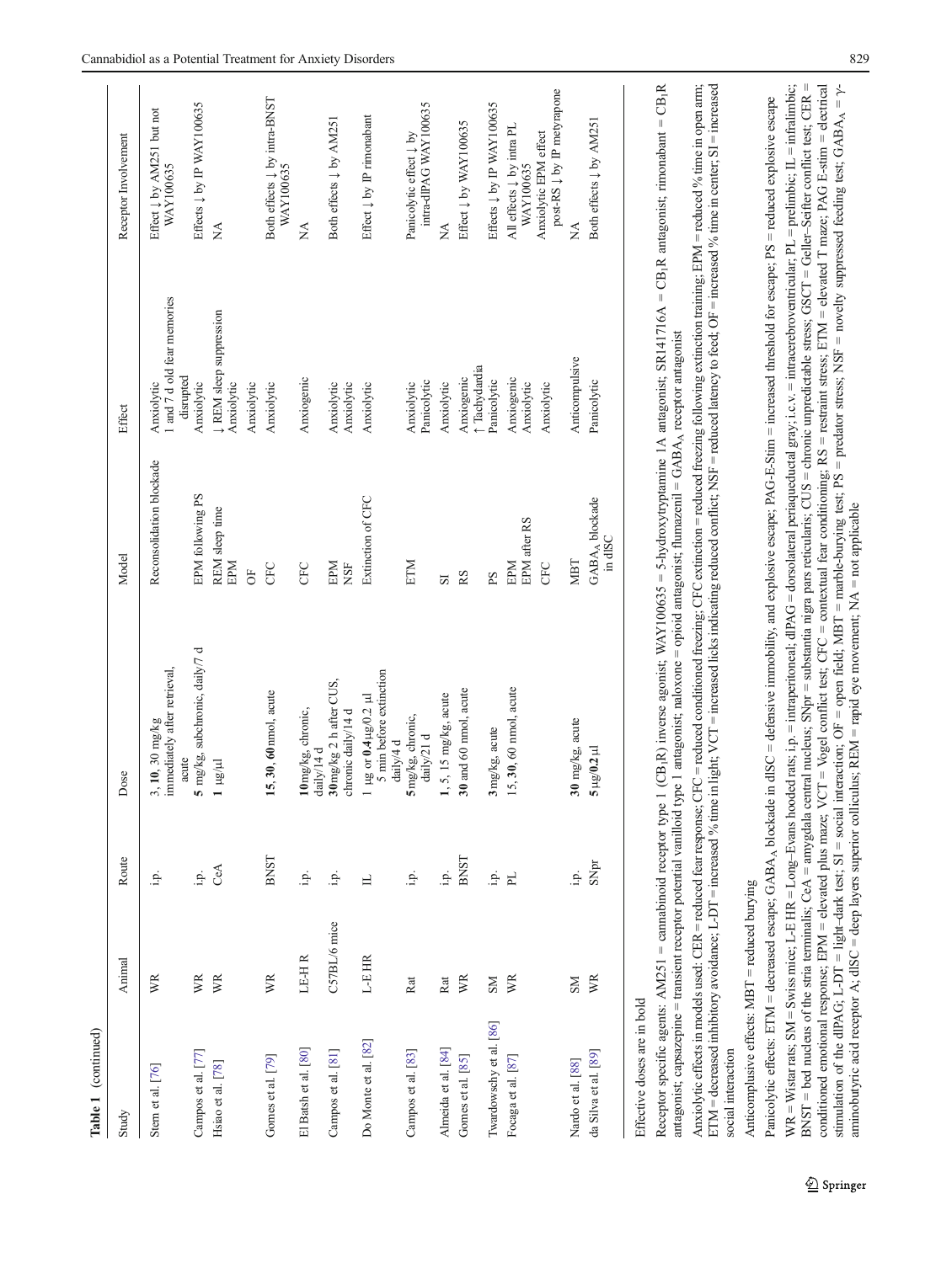**Table 1** (continued)

| Study | Animal | Route | Dose | Model | Effect | Receptor Involvement |
|---|---|---|---|---|---|---|
| Stern et al. [76] | WR | i.p. | 3, **10**, 30 mg/kg immediately after retrieval, acute | Reconsolidation blockade | Anxiolytic<br>1 and 7 d old fear memories disrupted | Effect ↓ by AM251 but not WAY100635 |
| Campos et al. [77] | WR | i.p. | **5** mg/kg, subchronic, daily/7 d | EPM following PS | Anxiolytic | Effects ↓ by IP WAY100635 |
| Hsiao et al. [78] | WR | CeA | **1** μg/μl | REM sleep time<br>EPM<br>OF | ↓ REM sleep suppression<br>Anxiolytic<br>Anxiolytic | NA |
| Gomes et al. [79] | WR | BNST | 15, **30**, **60** nmol, acute | CFC | Anxiolytic | Both effects ↓ by intra-BNST WAY100635 |
| El Batsh et al. [80] | LE-H R | i.p. | **10** mg/kg, chronic, daily/14 d | CFC | Anxiogenic | NA |
| Campos et al. [81] | C57BL/6 mice | i.p. | **30** mg/kg 2 h after CUS, chronic daily/14 d | EPM<br>NSF | Anxiolytic<br>Anxiolytic | Both effects ↓ by AM251 |
| Do Monte et al. [82] | L-E HR | IL | 1 μg or **0.4** μg/0.2 μl 5 min before extinction | Extinction of CFC | Anxiolytic | Effect ↓ by IP rimonabant |
| Campos et al. [83] | Rat | i.p. | **5** mg/kg, chronic, daily/21 d | ETM | Anxiolytic<br>Panicolytic | Panicolytic effect ↓ by intra-dlPAG WAY100635 |
| Almeida et al. [84] | Rat | i.p. | 1, 5, 15 mg/kg, acute | SI | Anxiolytic | NA |
| Gomes et al. [85] | WR | BNST | **30** and 60 nmol, acute | RS | Anxiogenic<br>↑ Tachydardia | Effect ↓ by WAY100635 |
| Twardowschy et al. [86] | SM | i.p. | **3** mg/kg, acute | PS | Panicolytic | Effects ↓ by IP WAY100635 |
| Fogaça et al. [87] | WR | PL | 15, **30**, 60 nmol, acute | EPM<br>EPM after RS<br>CFC | Anxiogenic<br>Anxiolytic<br>Anxiolytic | All effects ↓ by intra PL WAY100635<br>Anxiolytic EPM effect post-RS ↓ by IP metyrapone |
| Nardo et al. [88] | SM | i.p. | **30** mg/kg, acute | MBT | Anticompulsive | NA |
| da Silva et al. [89] | WR | SNpr | **5** μg/0.2 μl | $GABA_A$ blockade in dlSC | Panicolytic | Both effects ↓ by AM251 |

Effective doses are in bold

Receptor specific agents: AM251 = cannabinoid receptor type 1 ($CB_1R$) inverse agonist; WAY100635 = 5-hydroxytryptamine 1A antagonist; SR141716A = $CB_1R$ antagonist; rimonabant = $CB_1R$ antagonist; capsazepine = transient receptor potential vanilloid type 1 antagonist; naloxone = opioid antagonist; flumazenil = $GABA_A$ receptor antagonist

Anxiolytic effects in models used: CER = reduced fear response; CFC = reduced conditioned freezing; CFC extinction = reduced freezing following extinction training; EPM = reduced % time in open arm; ETM = decreased inhibitory avoidance; L-DT = increased % time in light; VCT = increased licks indicating reduced conflict; NSF = reduced latency to feed; OF = increased % time in center; SI = increased social interaction

Anticompulsive effects: MBT = reduced burying

Panicolytic effects: ETM = decreased escape; $GABA_A$ blockade in dlSC = defensive immobility, and explosive escape; PAG-E-Stim = increased threshold for escape; PS = reduced explosive escape

WR = Wistar rats; SM = Swiss mice; L-E HR = Long–Evans hooded rats; i.p. = intraperitoneal; dlPAG = dorsolateral periaqueductal gray; i.c.v. = intracerebroventricular; PL = prelimbic; IL = infralimbic; BNST = bed nucleus of the stria terminalis; CeA = amygdala central nucleus; SNpr = substantia nigra pars reticularis; CUS = chronic unpredictable stress; GSCT = Geller–Seifter conflict test; CER = conditioned emotional response; EPM = elevated plus maze; VCT = Vogel conflict test; CFC = contextual fear conditioning; RS = restraint stress; ETM = elevated T maze; PAG E-stim = electrical stimulation of the dlPAG; L-DT = light–dark test; SI = social interaction; OF = open field; MBT = marble-burying test; PS = predator stress; NSF = novelty suppressed feeding test; $GABA_A$ = γ-aminobutyric acid receptor A; dlSC = deep layers superior colliculus; REM = rapid eye movement; NA = not applicable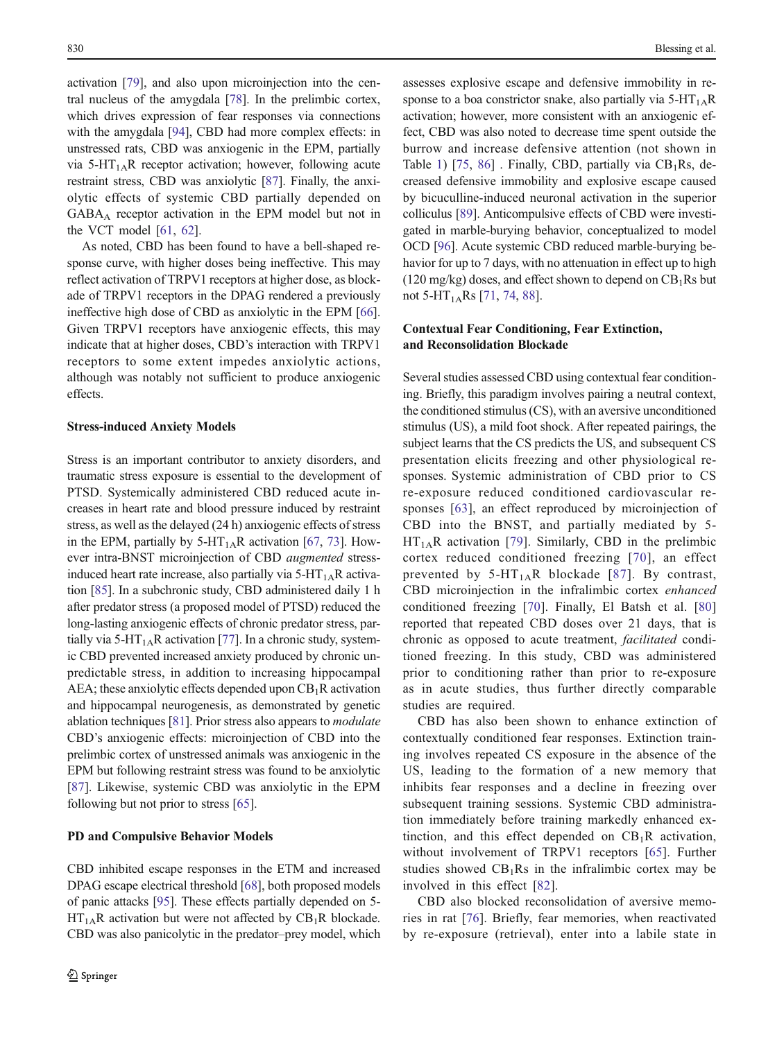activation [79], and also upon microinjection into the central nucleus of the amygdala [78]. In the prelimbic cortex, which drives expression of fear responses via connections with the amygdala [94], CBD had more complex effects: in unstressed rats, CBD was anxiogenic in the EPM, partially via $5\text{-HT}_{1A}$R receptor activation; however, following acute restraint stress, CBD was anxiolytic [87]. Finally, the anxiolytic effects of systemic CBD partially depended on $\text{GABA}_A$ receptor activation in the EPM model but not in the VCT model [61, 62].

As noted, CBD has been found to have a bell-shaped response curve, with higher doses being ineffective. This may reflect activation of TRPV1 receptors at higher dose, as blockade of TRPV1 receptors in the DPAG rendered a previously ineffective high dose of CBD as anxiolytic in the EPM [66]. Given TRPV1 receptors have anxiogenic effects, this may indicate that at higher doses, CBD's interaction with TRPV1 receptors to some extent impedes anxiolytic actions, although was notably not sufficient to produce anxiogenic effects.

### Stress-induced Anxiety Models

Stress is an important contributor to anxiety disorders, and traumatic stress exposure is essential to the development of PTSD. Systemically administered CBD reduced acute increases in heart rate and blood pressure induced by restraint stress, as well as the delayed (24 h) anxiogenic effects of stress in the EPM, partially by $5\text{-HT}_{1A}$R activation [67, 73]. However intra-BNST microinjection of CBD *augmented* stress-induced heart rate increase, also partially via $5\text{-HT}_{1A}$R activation [85]. In a subchronic study, CBD administered daily 1 h after predator stress (a proposed model of PTSD) reduced the long-lasting anxiogenic effects of chronic predator stress, partially via $5\text{-HT}_{1A}$R activation [77]. In a chronic study, systemic CBD prevented increased anxiety produced by chronic unpredictable stress, in addition to increasing hippocampal AEA; these anxiolytic effects depended upon $\text{CB}_1$R activation and hippocampal neurogenesis, as demonstrated by genetic ablation techniques [81]. Prior stress also appears to *modulate* CBD's anxiogenic effects: microinjection of CBD into the prelimbic cortex of unstressed animals was anxiogenic in the EPM but following restraint stress was found to be anxiolytic [87]. Likewise, systemic CBD was anxiolytic in the EPM following but not prior to stress [65].

### PD and Compulsive Behavior Models

CBD inhibited escape responses in the ETM and increased DPAG escape electrical threshold [68], both proposed models of panic attacks [95]. These effects partially depended on $5\text{-HT}_{1A}$R activation but were not affected by $\text{CB}_1$R blockade. CBD was also panicolytic in the predator–prey model, which assesses explosive escape and defensive immobility in response to a boa constrictor snake, also partially via $5\text{-HT}_{1A}$R activation; however, more consistent with an anxiogenic effect, CBD was also noted to decrease time spent outside the burrow and increase defensive attention (not shown in Table 1) [75, 86] . Finally, CBD, partially via $\text{CB}_1$Rs, decreased defensive immobility and explosive escape caused by bicuculline-induced neuronal activation in the superior colliculus [89]. Anticompulsive effects of CBD were investigated in marble-burying behavior, conceptualized to model OCD [96]. Acute systemic CBD reduced marble-burying behavior for up to 7 days, with no attenuation in effect up to high (120 mg/kg) doses, and effect shown to depend on $\text{CB}_1$Rs but not $5\text{-HT}_{1A}$Rs [71, 74, 88].

### Contextual Fear Conditioning, Fear Extinction, and Reconsolidation Blockade

Several studies assessed CBD using contextual fear conditioning. Briefly, this paradigm involves pairing a neutral context, the conditioned stimulus (CS), with an aversive unconditioned stimulus (US), a mild foot shock. After repeated pairings, the subject learns that the CS predicts the US, and subsequent CS presentation elicits freezing and other physiological responses. Systemic administration of CBD prior to CS re-exposure reduced conditioned cardiovascular responses [63], an effect reproduced by microinjection of CBD into the BNST, and partially mediated by $5\text{-HT}_{1A}$R activation [79]. Similarly, CBD in the prelimbic cortex reduced conditioned freezing [70], an effect prevented by $5\text{-HT}_{1A}$R blockade [87]. By contrast, CBD microinjection in the infralimbic cortex *enhanced* conditioned freezing [70]. Finally, El Batsh et al. [80] reported that repeated CBD doses over 21 days, that is chronic as opposed to acute treatment, *facilitated* conditioned freezing. In this study, CBD was administered prior to conditioning rather than prior to re-exposure as in acute studies, thus further directly comparable studies are required.

CBD has also been shown to enhance extinction of contextually conditioned fear responses. Extinction training involves repeated CS exposure in the absence of the US, leading to the formation of a new memory that inhibits fear responses and a decline in freezing over subsequent training sessions. Systemic CBD administration immediately before training markedly enhanced extinction, and this effect depended on $\text{CB}_1$R activation, without involvement of TRPV1 receptors [65]. Further studies showed $\text{CB}_1$Rs in the infralimbic cortex may be involved in this effect [82].

CBD also blocked reconsolidation of aversive memories in rat [76]. Briefly, fear memories, when reactivated by re-exposure (retrieval), enter into a labile state in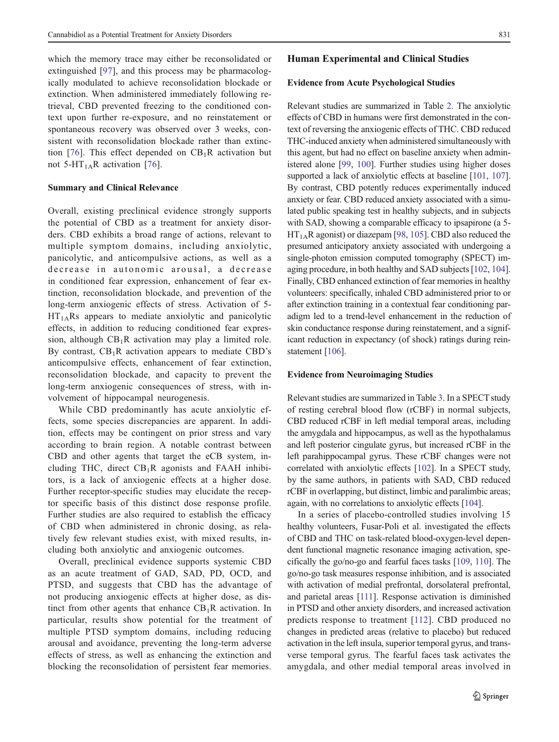which the memory trace may either be reconsolidated or extinguished [97], and this process may be pharmacologically modulated to achieve reconsolidation blockade or extinction. When administered immediately following retrieval, CBD prevented freezing to the conditioned context upon further re-exposure, and no reinstatement or spontaneous recovery was observed over 3 weeks, consistent with reconsolidation blockade rather than extinction [76]. This effect depended on $CB_1R$ activation but not $5\text{-}HT_{1A}R$ activation [76].

### Summary and Clinical Relevance

Overall, existing preclinical evidence strongly supports the potential of CBD as a treatment for anxiety disorders. CBD exhibits a broad range of actions, relevant to multiple symptom domains, including anxiolytic, panicolytic, and anticompulsive actions, as well as a decrease in autonomic arousal, a decrease in conditioned fear expression, enhancement of fear extinction, reconsolidation blockade, and prevention of the long-term anxiogenic effects of stress. Activation of $5\text{-}HT_{1A}Rs$ appears to mediate anxiolytic and panicolytic effects, in addition to reducing conditioned fear expression, although $CB_1R$ activation may play a limited role. By contrast, $CB_1R$ activation appears to mediate CBD's anticompulsive effects, enhancement of fear extinction, reconsolidation blockade, and capacity to prevent the long-term anxiogenic consequences of stress, with involvement of hippocampal neurogenesis.

While CBD predominantly has acute anxiolytic effects, some species discrepancies are apparent. In addition, effects may be contingent on prior stress and vary according to brain region. A notable contrast between CBD and other agents that target the eCB system, including THC, direct $CB_1R$ agonists and FAAH inhibitors, is a lack of anxiogenic effects at a higher dose. Further receptor-specific studies may elucidate the receptor specific basis of this distinct dose response profile. Further studies are also required to establish the efficacy of CBD when administered in chronic dosing, as relatively few relevant studies exist, with mixed results, including both anxiolytic and anxiogenic outcomes.

Overall, preclinical evidence supports systemic CBD as an acute treatment of GAD, SAD, PD, OCD, and PTSD, and suggests that CBD has the advantage of not producing anxiogenic effects at higher dose, as distinct from other agents that enhance $CB_1R$ activation. In particular, results show potential for the treatment of multiple PTSD symptom domains, including reducing arousal and avoidance, preventing the long-term adverse effects of stress, as well as enhancing the extinction and blocking the reconsolidation of persistent fear memories.

## Human Experimental and Clinical Studies

### Evidence from Acute Psychological Studies

Relevant studies are summarized in Table 2. The anxiolytic effects of CBD in humans were first demonstrated in the context of reversing the anxiogenic effects of THC. CBD reduced THC-induced anxiety when administered simultaneously with this agent, but had no effect on baseline anxiety when administered alone [99, 100]. Further studies using higher doses supported a lack of anxiolytic effects at baseline [101, 107]. By contrast, CBD potently reduces experimentally induced anxiety or fear. CBD reduced anxiety associated with a simulated public speaking test in healthy subjects, and in subjects with SAD, showing a comparable efficacy to ipsapirone (a $5\text{-}HT_{1A}R$ agonist) or diazepam [98, 105]. CBD also reduced the presumed anticipatory anxiety associated with undergoing a single-photon emission computed tomography (SPECT) imaging procedure, in both healthy and SAD subjects [102, 104]. Finally, CBD enhanced extinction of fear memories in healthy volunteers: specifically, inhaled CBD administered prior to or after extinction training in a contextual fear conditioning paradigm led to a trend-level enhancement in the reduction of skin conductance response during reinstatement, and a significant reduction in expectancy (of shock) ratings during reinstatement [106].

### Evidence from Neuroimaging Studies

Relevant studies are summarized in Table 3. In a SPECT study of resting cerebral blood flow (rCBF) in normal subjects, CBD reduced rCBF in left medial temporal areas, including the amygdala and hippocampus, as well as the hypothalamus and left posterior cingulate gyrus, but increased rCBF in the left parahippocampal gyrus. These rCBF changes were not correlated with anxiolytic effects [102]. In a SPECT study, by the same authors, in patients with SAD, CBD reduced rCBF in overlapping, but distinct, limbic and paralimbic areas; again, with no correlations to anxiolytic effects [104].

In a series of placebo-controlled studies involving 15 healthy volunteers, Fusar-Poli et al. investigated the effects of CBD and THC on task-related blood-oxygen-level dependent functional magnetic resonance imaging activation, specifically the go/no-go and fearful faces tasks [109, 110]. The go/no-go task measures response inhibition, and is associated with activation of medial prefrontal, dorsolateral prefrontal, and parietal areas [111]. Response activation is diminished in PTSD and other anxiety disorders, and increased activation predicts response to treatment [112]. CBD produced no changes in predicted areas (relative to placebo) but reduced activation in the left insula, superior temporal gyrus, and transverse temporal gyrus. The fearful faces task activates the amygdala, and other medial temporal areas involved in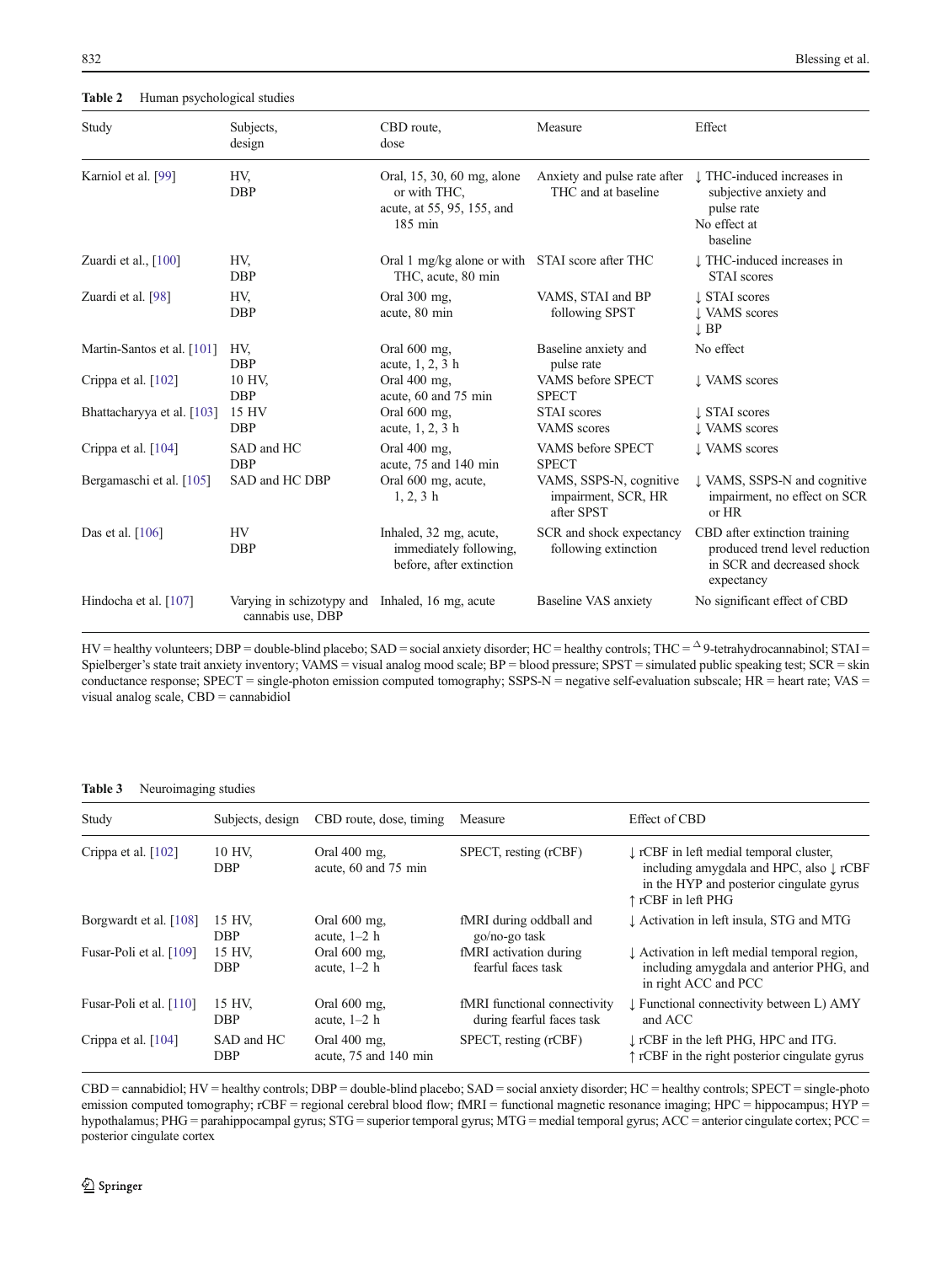**Table 2** Human psychological studies

| Study | Subjects, design | CBD route, dose | Measure | Effect |
|---|---|---|---|---|
| Karniol et al. [99] | HV, DBP | Oral, 15, 30, 60 mg, alone or with THC, acute, at 55, 95, 155, and 185 min | Anxiety and pulse rate after THC and at baseline | ↓ THC-induced increases in subjective anxiety and pulse rate<br>No effect at baseline |
| Zuardi et al., [100] | HV, DBP | Oral 1 mg/kg alone or with THC, acute, 80 min | STAI score after THC | ↓ THC-induced increases in STAI scores |
| Zuardi et al. [98] | HV, DBP | Oral 300 mg, acute, 80 min | VAMS, STAI and BP following SPST | ↓ STAI scores<br>↓ VAMS scores<br>↓ BP |
| Martin-Santos et al. [101] | HV, DBP | Oral 600 mg, acute, 1, 2, 3 h | Baseline anxiety and pulse rate | No effect |
| Crippa et al. [102] | 10 HV, DBP | Oral 400 mg, acute, 60 and 75 min | VAMS before SPECT SPECT | ↓ VAMS scores |
| Bhattacharyya et al. [103] | 15 HV DBP | Oral 600 mg, acute, 1, 2, 3 h | STAI scores VAMS scores | ↓ STAI scores<br>↓ VAMS scores |
| Crippa et al. [104] | SAD and HC DBP | Oral 400 mg, acute, 75 and 140 min | VAMS before SPECT SPECT | ↓ VAMS scores |
| Bergamaschi et al. [105] | SAD and HC DBP | Oral 600 mg, acute, 1, 2, 3 h | VAMS, SSPS-N, cognitive impairment, SCR, HR after SPST | ↓ VAMS, SSPS-N and cognitive impairment, no effect on SCR or HR |
| Das et al. [106] | HV DBP | Inhaled, 32 mg, acute, immediately following, before, after extinction | SCR and shock expectancy following extinction | CBD after extinction training produced trend level reduction in SCR and decreased shock expectancy |
| Hindocha et al. [107] | Varying in schizotypy and cannabis use, DBP | Inhaled, 16 mg, acute | Baseline VAS anxiety | No significant effect of CBD |

HV = healthy volunteers; DBP = double-blind placebo; SAD = social anxiety disorder; HC = healthy controls; THC = $\Delta$9-tetrahydrocannabinol; STAI = Spielberger's state trait anxiety inventory; VAMS = visual analog mood scale; BP = blood pressure; SPST = simulated public speaking test; SCR = skin conductance response; SPECT = single-photon emission computed tomography; SSPS-N = negative self-evaluation subscale; HR = heart rate; VAS = visual analog scale, CBD = cannabidiol

**Table 3** Neuroimaging studies

| Study | Subjects, design | CBD route, dose, timing | Measure | Effect of CBD |
|---|---|---|---|---|
| Crippa et al. [102] | 10 HV, DBP | Oral 400 mg, acute, 60 and 75 min | SPECT, resting (rCBF) | ↓ rCBF in left medial temporal cluster, including amygdala and HPC, also ↓ rCBF in the HYP and posterior cingulate gyrus<br>↑ rCBF in left PHG |
| Borgwardt et al. [108] | 15 HV, DBP | Oral 600 mg, acute, 1–2 h | fMRI during oddball and go/no-go task | ↓ Activation in left insula, STG and MTG |
| Fusar-Poli et al. [109] | 15 HV, DBP | Oral 600 mg, acute, 1–2 h | fMRI activation during fearful faces task | ↓ Activation in left medial temporal region, including amygdala and anterior PHG, and in right ACC and PCC |
| Fusar-Poli et al. [110] | 15 HV, DBP | Oral 600 mg, acute, 1–2 h | fMRI functional connectivity during fearful faces task | ↓ Functional connectivity between L) AMY and ACC |
| Crippa et al. [104] | SAD and HC DBP | Oral 400 mg, acute, 75 and 140 min | SPECT, resting (rCBF) | ↓ rCBF in the left PHG, HPC and ITG.<br>↑ rCBF in the right posterior cingulate gyrus |

CBD = cannabidiol; HV = healthy controls; DBP = double-blind placebo; SAD = social anxiety disorder; HC = healthy controls; SPECT = single-photo emission computed tomography; rCBF = regional cerebral blood flow; fMRI = functional magnetic resonance imaging; HPC = hippocampus; HYP = hypothalamus; PHG = parahippocampal gyrus; STG = superior temporal gyrus; MTG = medial temporal gyrus; ACC = anterior cingulate cortex; PCC = posterior cingulate cortex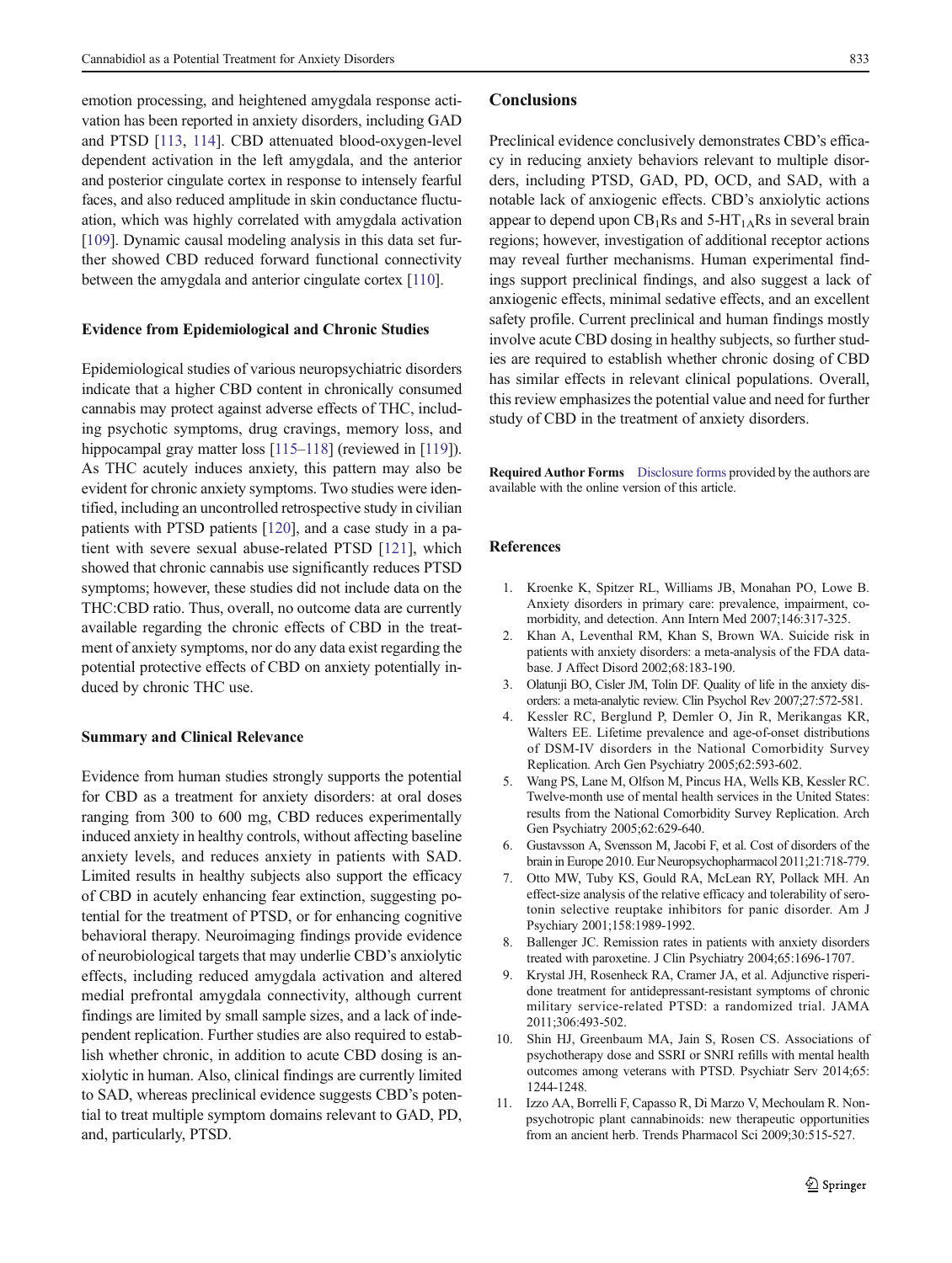emotion processing, and heightened amygdala response activation has been reported in anxiety disorders, including GAD and PTSD [113, 114]. CBD attenuated blood-oxygen-level dependent activation in the left amygdala, and the anterior and posterior cingulate cortex in response to intensely fearful faces, and also reduced amplitude in skin conductance fluctuation, which was highly correlated with amygdala activation [109]. Dynamic causal modeling analysis in this data set further showed CBD reduced forward functional connectivity between the amygdala and anterior cingulate cortex [110].

### Evidence from Epidemiological and Chronic Studies

Epidemiological studies of various neuropsychiatric disorders indicate that a higher CBD content in chronically consumed cannabis may protect against adverse effects of THC, including psychotic symptoms, drug cravings, memory loss, and hippocampal gray matter loss [115–118] (reviewed in [119]). As THC acutely induces anxiety, this pattern may also be evident for chronic anxiety symptoms. Two studies were identified, including an uncontrolled retrospective study in civilian patients with PTSD patients [120], and a case study in a patient with severe sexual abuse-related PTSD [121], which showed that chronic cannabis use significantly reduces PTSD symptoms; however, these studies did not include data on the THC:CBD ratio. Thus, overall, no outcome data are currently available regarding the chronic effects of CBD in the treatment of anxiety symptoms, nor do any data exist regarding the potential protective effects of CBD on anxiety potentially induced by chronic THC use.

### Summary and Clinical Relevance

Evidence from human studies strongly supports the potential for CBD as a treatment for anxiety disorders: at oral doses ranging from 300 to 600 mg, CBD reduces experimentally induced anxiety in healthy controls, without affecting baseline anxiety levels, and reduces anxiety in patients with SAD. Limited results in healthy subjects also support the efficacy of CBD in acutely enhancing fear extinction, suggesting potential for the treatment of PTSD, or for enhancing cognitive behavioral therapy. Neuroimaging findings provide evidence of neurobiological targets that may underlie CBD's anxiolytic effects, including reduced amygdala activation and altered medial prefrontal amygdala connectivity, although current findings are limited by small sample sizes, and a lack of independent replication. Further studies are also required to establish whether chronic, in addition to acute CBD dosing is anxiolytic in human. Also, clinical findings are currently limited to SAD, whereas preclinical evidence suggests CBD's potential to treat multiple symptom domains relevant to GAD, PD, and, particularly, PTSD.

## Conclusions

Preclinical evidence conclusively demonstrates CBD's efficacy in reducing anxiety behaviors relevant to multiple disorders, including PTSD, GAD, PD, OCD, and SAD, with a notable lack of anxiogenic effects. CBD's anxiolytic actions appear to depend upon $CB_1$Rs and 5-$HT_{1A}$Rs in several brain regions; however, investigation of additional receptor actions may reveal further mechanisms. Human experimental findings support preclinical findings, and also suggest a lack of anxiogenic effects, minimal sedative effects, and an excellent safety profile. Current preclinical and human findings mostly involve acute CBD dosing in healthy subjects, so further studies are required to establish whether chronic dosing of CBD has similar effects in relevant clinical populations. Overall, this review emphasizes the potential value and need for further study of CBD in the treatment of anxiety disorders.

**Required Author Forms** Disclosure forms provided by the authors are available with the online version of this article.

## References

1. Kroenke K, Spitzer RL, Williams JB, Monahan PO, Lowe B. Anxiety disorders in primary care: prevalence, impairment, comorbidity, and detection. Ann Intern Med 2007;146:317-325.
2. Khan A, Leventhal RM, Khan S, Brown WA. Suicide risk in patients with anxiety disorders: a meta-analysis of the FDA database. J Affect Disord 2002;68:183-190.
3. Olatunji BO, Cisler JM, Tolin DF. Quality of life in the anxiety disorders: a meta-analytic review. Clin Psychol Rev 2007;27:572-581.
4. Kessler RC, Berglund P, Demler O, Jin R, Merikangas KR, Walters EE. Lifetime prevalence and age-of-onset distributions of DSM-IV disorders in the National Comorbidity Survey Replication. Arch Gen Psychiatry 2005;62:593-602.
5. Wang PS, Lane M, Olfson M, Pincus HA, Wells KB, Kessler RC. Twelve-month use of mental health services in the United States: results from the National Comorbidity Survey Replication. Arch Gen Psychiatry 2005;62:629-640.
6. Gustavsson A, Svensson M, Jacobi F, et al. Cost of disorders of the brain in Europe 2010. Eur Neuropsychopharmacol 2011;21:718-779.
7. Otto MW, Tuby KS, Gould RA, McLean RY, Pollack MH. An effect-size analysis of the relative efficacy and tolerability of serotonin selective reuptake inhibitors for panic disorder. Am J Psychiary 2001;158:1989-1992.
8. Ballenger JC. Remission rates in patients with anxiety disorders treated with paroxetine. J Clin Psychiatry 2004;65:1696-1707.
9. Krystal JH, Rosenheck RA, Cramer JA, et al. Adjunctive risperidone treatment for antidepressant-resistant symptoms of chronic military service-related PTSD: a randomized trial. JAMA 2011;306:493-502.
10. Shin HJ, Greenbaum MA, Jain S, Rosen CS. Associations of psychotherapy dose and SSRI or SNRI refills with mental health outcomes among veterans with PTSD. Psychiatr Serv 2014;65: 1244-1248.
11. Izzo AA, Borrelli F, Capasso R, Di Marzo V, Mechoulam R. Non-psychotropic plant cannabinoids: new therapeutic opportunities from an ancient herb. Trends Pharmacol Sci 2009;30:515-527.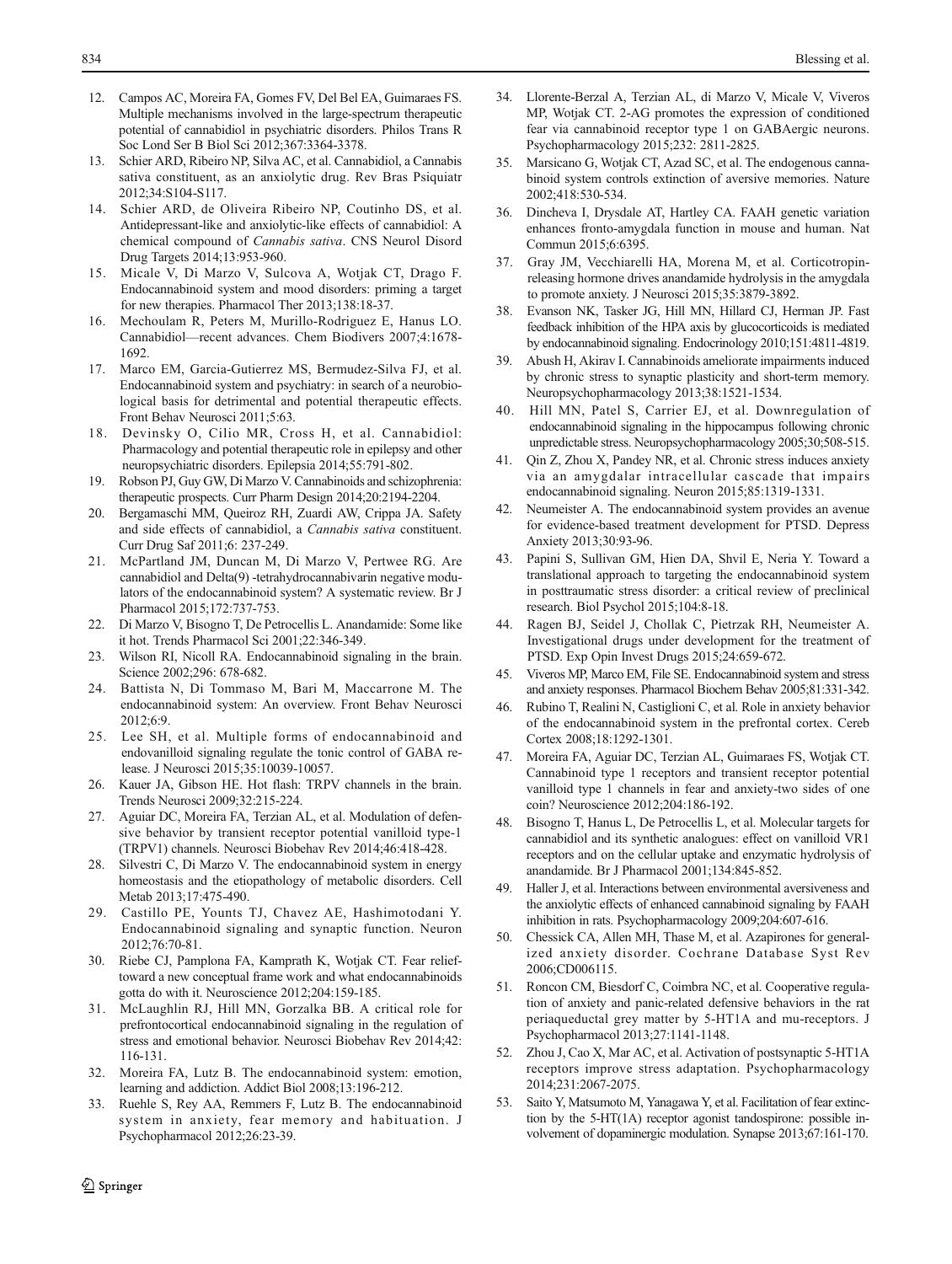12. Campos AC, Moreira FA, Gomes FV, Del Bel EA, Guimaraes FS. Multiple mechanisms involved in the large-spectrum therapeutic potential of cannabidiol in psychiatric disorders. Philos Trans R Soc Lond Ser B Biol Sci 2012;367:3364-3378.
13. Schier ARD, Ribeiro NP, Silva AC, et al. Cannabidiol, a Cannabis sativa constituent, as an anxiolytic drug. Rev Bras Psiquiatr 2012;34:S104-S117.
14. Schier ARD, de Oliveira Ribeiro NP, Coutinho DS, et al. Antidepressant-like and anxiolytic-like effects of cannabidiol: A chemical compound of *Cannabis sativa*. CNS Neurol Disord Drug Targets 2014;13:953-960.
15. Micale V, Di Marzo V, Sulcova A, Wotjak CT, Drago F. Endocannabinoid system and mood disorders: priming a target for new therapies. Pharmacol Ther 2013;138:18-37.
16. Mechoulam R, Peters M, Murillo-Rodriguez E, Hanus LO. Cannabidiol—recent advances. Chem Biodivers 2007;4:1678-1692.
17. Marco EM, Garcia-Gutierrez MS, Bermudez-Silva FJ, et al. Endocannabinoid system and psychiatry: in search of a neurobiological basis for detrimental and potential therapeutic effects. Front Behav Neurosci 2011;5:63.
18. Devinsky O, Cilio MR, Cross H, et al. Cannabidiol: Pharmacology and potential therapeutic role in epilepsy and other neuropsychiatric disorders. Epilepsia 2014;55:791-802.
19. Robson PJ, Guy GW, Di Marzo V. Cannabinoids and schizophrenia: therapeutic prospects. Curr Pharm Design 2014;20:2194-2204.
20. Bergamaschi MM, Queiroz RH, Zuardi AW, Crippa JA. Safety and side effects of cannabidiol, a *Cannabis sativa* constituent. Curr Drug Saf 2011;6: 237-249.
21. McPartland JM, Duncan M, Di Marzo V, Pertwee RG. Are cannabidiol and Delta(9) -tetrahydrocannabivarin negative modulators of the endocannabinoid system? A systematic review. Br J Pharmacol 2015;172:737-753.
22. Di Marzo V, Bisogno T, De Petrocellis L. Anandamide: Some like it hot. Trends Pharmacol Sci 2001;22:346-349.
23. Wilson RI, Nicoll RA. Endocannabinoid signaling in the brain. Science 2002;296: 678-682.
24. Battista N, Di Tommaso M, Bari M, Maccarrone M. The endocannabinoid system: An overview. Front Behav Neurosci 2012;6:9.
25. Lee SH, et al. Multiple forms of endocannabinoid and endovanilloid signaling regulate the tonic control of GABA release. J Neurosci 2015;35:10039-10057.
26. Kauer JA, Gibson HE. Hot flash: TRPV channels in the brain. Trends Neurosci 2009;32:215-224.
27. Aguiar DC, Moreira FA, Terzian AL, et al. Modulation of defensive behavior by transient receptor potential vanilloid type-1 (TRPV1) channels. Neurosci Biobehav Rev 2014;46:418-428.
28. Silvestri C, Di Marzo V. The endocannabinoid system in energy homeostasis and the etiopathology of metabolic disorders. Cell Metab 2013;17:475-490.
29. Castillo PE, Younts TJ, Chavez AE, Hashimotodani Y. Endocannabinoid signaling and synaptic function. Neuron 2012;76:70-81.
30. Riebe CJ, Pamplona FA, Kamprath K, Wotjak CT. Fear relief-toward a new conceptual frame work and what endocannabinoids gotta do with it. Neuroscience 2012;204:159-185.
31. McLaughlin RJ, Hill MN, Gorzalka BB. A critical role for prefrontocortical endocannabinoid signaling in the regulation of stress and emotional behavior. Neurosci Biobehav Rev 2014;42: 116-131.
32. Moreira FA, Lutz B. The endocannabinoid system: emotion, learning and addiction. Addict Biol 2008;13:196-212.
33. Ruehle S, Rey AA, Remmers F, Lutz B. The endocannabinoid system in anxiety, fear memory and habituation. J Psychopharmacol 2012;26:23-39.
34. Llorente-Berzal A, Terzian AL, di Marzo V, Micale V, Viveros MP, Wotjak CT. 2-AG promotes the expression of conditioned fear via cannabinoid receptor type 1 on GABAergic neurons. Psychopharmacology 2015;232: 2811-2825.
35. Marsicano G, Wotjak CT, Azad SC, et al. The endogenous cannabinoid system controls extinction of aversive memories. Nature 2002;418:530-534.
36. Dincheva I, Drysdale AT, Hartley CA. FAAH genetic variation enhances fronto-amygdala function in mouse and human. Nat Commun 2015;6:6395.
37. Gray JM, Vecchiarelli HA, Morena M, et al. Corticotropin-releasing hormone drives anandamide hydrolysis in the amygdala to promote anxiety. J Neurosci 2015;35:3879-3892.
38. Evanson NK, Tasker JG, Hill MN, Hillard CJ, Herman JP. Fast feedback inhibition of the HPA axis by glucocorticoids is mediated by endocannabinoid signaling. Endocrinology 2010;151:4811-4819.
39. Abush H, Akirav I. Cannabinoids ameliorate impairments induced by chronic stress to synaptic plasticity and short-term memory. Neuropsychopharmacology 2013;38:1521-1534.
40. Hill MN, Patel S, Carrier EJ, et al. Downregulation of endocannabinoid signaling in the hippocampus following chronic unpredictable stress. Neuropsychopharmacology 2005;30;508-515.
41. Qin Z, Zhou X, Pandey NR, et al. Chronic stress induces anxiety via an amygdalar intracellular cascade that impairs endocannabinoid signaling. Neuron 2015;85:1319-1331.
42. Neumeister A. The endocannabinoid system provides an avenue for evidence-based treatment development for PTSD. Depress Anxiety 2013;30:93-96.
43. Papini S, Sullivan GM, Hien DA, Shvil E, Neria Y. Toward a translational approach to targeting the endocannabinoid system in posttraumatic stress disorder: a critical review of preclinical research. Biol Psychol 2015;104:8-18.
44. Ragen BJ, Seidel J, Chollak C, Pietrzak RH, Neumeister A. Investigational drugs under development for the treatment of PTSD. Exp Opin Invest Drugs 2015;24:659-672.
45. Viveros MP, Marco EM, File SE. Endocannabinoid system and stress and anxiety responses. Pharmacol Biochem Behav 2005;81:331-342.
46. Rubino T, Realini N, Castiglioni C, et al. Role in anxiety behavior of the endocannabinoid system in the prefrontal cortex. Cereb Cortex 2008;18:1292-1301.
47. Moreira FA, Aguiar DC, Terzian AL, Guimaraes FS, Wotjak CT. Cannabinoid type 1 receptors and transient receptor potential vanilloid type 1 channels in fear and anxiety-two sides of one coin? Neuroscience 2012;204:186-192.
48. Bisogno T, Hanus L, De Petrocellis L, et al. Molecular targets for cannabidiol and its synthetic analogues: effect on vanilloid VR1 receptors and on the cellular uptake and enzymatic hydrolysis of anandamide. Br J Pharmacol 2001;134:845-852.
49. Haller J, et al. Interactions between environmental aversiveness and the anxiolytic effects of enhanced cannabinoid signaling by FAAH inhibition in rats. Psychopharmacology 2009;204:607-616.
50. Chessick CA, Allen MH, Thase M, et al. Azapirones for generalized anxiety disorder. Cochrane Database Syst Rev 2006;CD006115.
51. Roncon CM, Biesdorf C, Coimbra NC, et al. Cooperative regulation of anxiety and panic-related defensive behaviors in the rat periaqueductal grey matter by 5-HT1A and mu-receptors. J Psychopharmacol 2013;27:1141-1148.
52. Zhou J, Cao X, Mar AC, et al. Activation of postsynaptic 5-HT1A receptors improve stress adaptation. Psychopharmacology 2014;231:2067-2075.
53. Saito Y, Matsumoto M, Yanagawa Y, et al. Facilitation of fear extinction by the 5-HT(1A) receptor agonist tandospirone: possible involvement of dopaminergic modulation. Synapse 2013;67:161-170.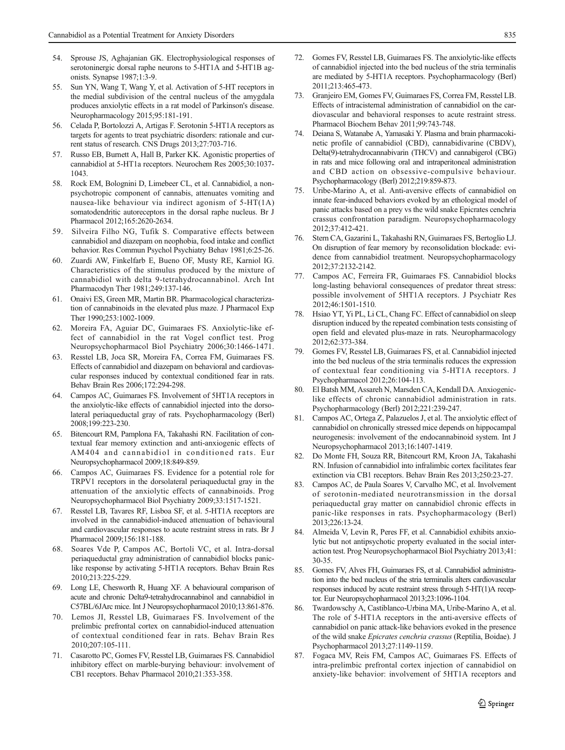54. Sprouse JS, Aghajanian GK. Electrophysiological responses of serotoninergic dorsal raphe neurons to 5-HT1A and 5-HT1B agonists. Synapse 1987;1:3-9.
55. Sun YN, Wang T, Wang Y, et al. Activation of 5-HT receptors in the medial subdivision of the central nucleus of the amygdala produces anxiolytic effects in a rat model of Parkinson's disease. Neuropharmacology 2015;95:181-191.
56. Celada P, Bortolozzi A, Artigas F. Serotonin 5-HT1A receptors as targets for agents to treat psychiatric disorders: rationale and current status of research. CNS Drugs 2013;27:703-716.
57. Russo EB, Burnett A, Hall B, Parker KK. Agonistic properties of cannabidiol at 5-HT1a receptors. Neurochem Res 2005;30:1037-1043.
58. Rock EM, Bolognini D, Limebeer CL, et al. Cannabidiol, a non-psychotropic component of cannabis, attenuates vomiting and nausea-like behaviour via indirect agonism of 5-HT(1A) somatodendritic autoreceptors in the dorsal raphe nucleus. Br J Pharmacol 2012;165:2620-2634.
59. Silveira Filho NG, Tufik S. Comparative effects between cannabidiol and diazepam on neophobia, food intake and conflict behavior. Res Commun Psychol Psychiatry Behav 1981;6:25-26.
60. Zuardi AW, Finkelfarb E, Bueno OF, Musty RE, Karniol IG. Characteristics of the stimulus produced by the mixture of cannabidiol with delta 9-tetrahydrocannabinol. Arch Int Pharmacodyn Ther 1981;249:137-146.
61. Onaivi ES, Green MR, Martin BR. Pharmacological characterization of cannabinoids in the elevated plus maze. J Pharmacol Exp Ther 1990;253:1002-1009.
62. Moreira FA, Aguiar DC, Guimaraes FS. Anxiolytic-like effect of cannabidiol in the rat Vogel conflict test. Prog Neuropsychopharmacol Biol Psychiatry 2006;30:1466-1471.
63. Resstel LB, Joca SR, Moreira FA, Correa FM, Guimaraes FS. Effects of cannabidiol and diazepam on behavioral and cardiovascular responses induced by contextual conditioned fear in rats. Behav Brain Res 2006;172:294-298.
64. Campos AC, Guimaraes FS. Involvement of 5HT1A receptors in the anxiolytic-like effects of cannabidiol injected into the dorsolateral periaqueductal gray of rats. Psychopharmacology (Berl) 2008;199:223-230.
65. Bitencourt RM, Pamplona FA, Takahashi RN. Facilitation of contextual fear memory extinction and anti-anxiogenic effects of AM404 and cannabidiol in conditioned rats. Eur Neuropsychopharmacol 2009;18:849-859.
66. Campos AC, Guimaraes FS. Evidence for a potential role for TRPV1 receptors in the dorsolateral periaqueductal gray in the attenuation of the anxiolytic effects of cannabinoids. Prog Neuropsychopharmacol Biol Psychiatry 2009;33:1517-1521.
67. Resstel LB, Tavares RF, Lisboa SF, et al. 5-HT1A receptors are involved in the cannabidiol-induced attenuation of behavioural and cardiovascular responses to acute restraint stress in rats. Br J Pharmacol 2009;156:181-188.
68. Soares Vde P, Campos AC, Bortoli VC, et al. Intra-dorsal periaqueductal gray administration of cannabidiol blocks panic-like response by activating 5-HT1A receptors. Behav Brain Res 2010;213:225-229.
69. Long LE, Chesworth R, Huang XF. A behavioural comparison of acute and chronic Delta9-tetrahydrocannabinol and cannabidiol in C57BL/6JArc mice. Int J Neuropsychopharmacol 2010;13:861-876.
70. Lemos JI, Resstel LB, Guimaraes FS. Involvement of the prelimbic prefrontal cortex on cannabidiol-induced attenuation of contextual conditioned fear in rats. Behav Brain Res 2010;207:105-111.
71. Casarotto PC, Gomes FV, Resstel LB, Guimaraes FS. Cannabidiol inhibitory effect on marble-burying behaviour: involvement of CB1 receptors. Behav Pharmacol 2010;21:353-358.
72. Gomes FV, Resstel LB, Guimaraes FS. The anxiolytic-like effects of cannabidiol injected into the bed nucleus of the stria terminalis are mediated by 5-HT1A receptors. Psychopharmacology (Berl) 2011;213:465-473.
73. Granjeiro EM, Gomes FV, Guimaraes FS, Correa FM, Resstel LB. Effects of intracisternal administration of cannabidiol on the cardiovascular and behavioral responses to acute restraint stress. Pharmacol Biochem Behav 2011;99:743-748.
74. Deiana S, Watanabe A, Yamasaki Y. Plasma and brain pharmacokinetic profile of cannabidiol (CBD), cannabidivarine (CBDV), Delta(9)-tetrahydrocannabivarin (THCV) and cannabigerol (CBG) in rats and mice following oral and intraperitoneal administration and CBD action on obsessive-compulsive behaviour. Psychopharmacology (Berl) 2012;219:859-873.
75. Uribe-Marino A, et al. Anti-aversive effects of cannabidiol on innate fear-induced behaviors evoked by an ethological model of panic attacks based on a prey vs the wild snake Epicrates cenchria crassus confrontation paradigm. Neuropsychopharmacology 2012;37:412-421.
76. Stern CA, Gazarini L, Takahashi RN, Guimaraes FS, Bertoglio LJ. On disruption of fear memory by reconsolidation blockade: evidence from cannabidiol treatment. Neuropsychopharmacology 2012;37:2132-2142.
77. Campos AC, Ferreira FR, Guimaraes FS. Cannabidiol blocks long-lasting behavioral consequences of predator threat stress: possible involvement of 5HT1A receptors. J Psychiatr Res 2012;46:1501-1510.
78. Hsiao YT, Yi PL, Li CL, Chang FC. Effect of cannabidiol on sleep disruption induced by the repeated combination tests consisting of open field and elevated plus-maze in rats. Neuropharmacology 2012;62:373-384.
79. Gomes FV, Resstel LB, Guimaraes FS, et al. Cannabidiol injected into the bed nucleus of the stria terminalis reduces the expression of contextual fear conditioning via 5-HT1A receptors. J Psychopharmacol 2012;26:104-113.
80. El Batsh MM, Assareh N, Marsden CA, Kendall DA. Anxiogenic-like effects of chronic cannabidiol administration in rats. Psychopharmacology (Berl) 2012;221:239-247.
81. Campos AC, Ortega Z, Palazuelos J, et al. The anxiolytic effect of cannabidiol on chronically stressed mice depends on hippocampal neurogenesis: involvement of the endocannabinoid system. Int J Neuropsychopharmacol 2013;16:1407-1419.
82. Do Monte FH, Souza RR, Bitencourt RM, Kroon JA, Takahashi RN. Infusion of cannabidiol into infralimbic cortex facilitates fear extinction via CB1 receptors. Behav Brain Res 2013;250:23-27.
83. Campos AC, de Paula Soares V, Carvalho MC, et al. Involvement of serotonin-mediated neurotransmission in the dorsal periaqueductal gray matter on cannabidiol chronic effects in panic-like responses in rats. Psychopharmacology (Berl) 2013;226:13-24.
84. Almeida V, Levin R, Peres FF, et al. Cannabidiol exhibits anxiolytic but not antipsychotic property evaluated in the social interaction test. Prog Neuropsychopharmacol Biol Psychiatry 2013;41:30-35.
85. Gomes FV, Alves FH, Guimaraes FS, et al. Cannabidiol administration into the bed nucleus of the stria terminalis alters cardiovascular responses induced by acute restraint stress through 5-HT(1)A receptor. Eur Neuropsychopharmacol 2013;23:1096-1104.
86. Twardowschy A, Castiblanco-Urbina MA, Uribe-Marino A, et al. The role of 5-HT1A receptors in the anti-aversive effects of cannabidiol on panic attack-like behaviors evoked in the presence of the wild snake *Epicrates cenchria crassus* (Reptilia, Boidae). J Psychopharmacol 2013;27:1149-1159.
87. Fogaca MV, Reis FM, Campos AC, Guimaraes FS. Effects of intra-prelimbic prefrontal cortex injection of cannabidiol on anxiety-like behavior: involvement of 5HT1A receptors and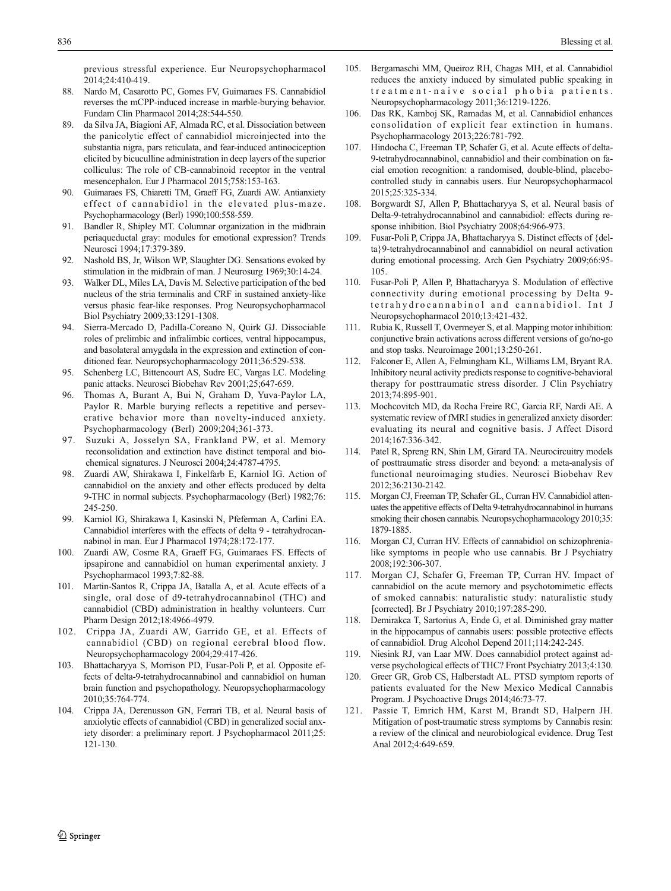previous stressful experience. Eur Neuropsychopharmacol 2014;24:410-419.

88. Nardo M, Casarotto PC, Gomes FV, Guimaraes FS. Cannabidiol reverses the mCPP-induced increase in marble-burying behavior. Fundam Clin Pharmacol 2014;28:544-550.
89. da Silva JA, Biagioni AF, Almada RC, et al. Dissociation between the panicolytic effect of cannabidiol microinjected into the substantia nigra, pars reticulata, and fear-induced antinociception elicited by bicuculline administration in deep layers of the superior colliculus: The role of CB-cannabinoid receptor in the ventral mesencephalon. Eur J Pharmacol 2015;758:153-163.
90. Guimaraes FS, Chiaretti TM, Graeff FG, Zuardi AW. Antianxiety effect of cannabidiol in the elevated plus-maze. Psychopharmacology (Berl) 1990;100:558-559.
91. Bandler R, Shipley MT. Columnar organization in the midbrain periaqueductal gray: modules for emotional expression? Trends Neurosci 1994;17:379-389.
92. Nashold BS, Jr, Wilson WP, Slaughter DG. Sensations evoked by stimulation in the midbrain of man. J Neurosurg 1969;30:14-24.
93. Walker DL, Miles LA, Davis M. Selective participation of the bed nucleus of the stria terminalis and CRF in sustained anxiety-like versus phasic fear-like responses. Prog Neuropsychopharmacol Biol Psychiatry 2009;33:1291-1308.
94. Sierra-Mercado D, Padilla-Coreano N, Quirk GJ. Dissociable roles of prelimbic and infralimbic cortices, ventral hippocampus, and basolateral amygdala in the expression and extinction of conditioned fear. Neuropsychopharmacology 2011;36:529-538.
95. Schenberg LC, Bittencourt AS, Sudre EC, Vargas LC. Modeling panic attacks. Neurosci Biobehav Rev 2001;25;647-659.
96. Thomas A, Burant A, Bui N, Graham D, Yuva-Paylor LA, Paylor R. Marble burying reflects a repetitive and perseverative behavior more than novelty-induced anxiety. Psychopharmacology (Berl) 2009;204;361-373.
97. Suzuki A, Josselyn SA, Frankland PW, et al. Memory reconsolidation and extinction have distinct temporal and biochemical signatures. J Neurosci 2004;24:4787-4795.
98. Zuardi AW, Shirakawa I, Finkelfarb E, Karniol IG. Action of cannabidiol on the anxiety and other effects produced by delta 9-THC in normal subjects. Psychopharmacology (Berl) 1982;76: 245-250.
99. Karniol IG, Shirakawa I, Kasinski N, Pfeferman A, Carlini EA. Cannabidiol interferes with the effects of delta 9 - tetrahydrocannabinol in man. Eur J Pharmacol 1974;28:172-177.
100. Zuardi AW, Cosme RA, Graeff FG, Guimaraes FS. Effects of ipsapirone and cannabidiol on human experimental anxiety. J Psychopharmacol 1993;7:82-88.
101. Martin-Santos R, Crippa JA, Batalla A, et al. Acute effects of a single, oral dose of d9-tetrahydrocannabinol (THC) and cannabidiol (CBD) administration in healthy volunteers. Curr Pharm Design 2012;18:4966-4979.
102. Crippa JA, Zuardi AW, Garrido GE, et al. Effects of cannabidiol (CBD) on regional cerebral blood flow. Neuropsychopharmacology 2004;29:417-426.
103. Bhattacharyya S, Morrison PD, Fusar-Poli P, et al. Opposite effects of delta-9-tetrahydrocannabinol and cannabidiol on human brain function and psychopathology. Neuropsychopharmacology 2010;35:764-774.
104. Crippa JA, Derenusson GN, Ferrari TB, et al. Neural basis of anxiolytic effects of cannabidiol (CBD) in generalized social anxiety disorder: a preliminary report. J Psychopharmacol 2011;25: 121-130.
105. Bergamaschi MM, Queiroz RH, Chagas MH, et al. Cannabidiol reduces the anxiety induced by simulated public speaking in treatment-naive social phobia patients. Neuropsychopharmacology 2011;36:1219-1226.
106. Das RK, Kamboj SK, Ramadas M, et al. Cannabidiol enhances consolidation of explicit fear extinction in humans. Psychopharmacology 2013;226:781-792.
107. Hindocha C, Freeman TP, Schafer G, et al. Acute effects of delta-9-tetrahydrocannabinol, cannabidiol and their combination on facial emotion recognition: a randomised, double-blind, placebo-controlled study in cannabis users. Eur Neuropsychopharmacol 2015;25:325-334.
108. Borgwardt SJ, Allen P, Bhattacharyya S, et al. Neural basis of Delta-9-tetrahydrocannabinol and cannabidiol: effects during response inhibition. Biol Psychiatry 2008;64:966-973.
109. Fusar-Poli P, Crippa JA, Bhattacharyya S. Distinct effects of {delta}9-tetrahydrocannabinol and cannabidiol on neural activation during emotional processing. Arch Gen Psychiatry 2009;66:95-105.
110. Fusar-Poli P, Allen P, Bhattacharyya S. Modulation of effective connectivity during emotional processing by Delta 9-tetrahydrocannabinol and cannabidiol. Int J Neuropsychopharmacol 2010;13:421-432.
111. Rubia K, Russell T, Overmeyer S, et al. Mapping motor inhibition: conjunctive brain activations across different versions of go/no-go and stop tasks. Neuroimage 2001;13:250-261.
112. Falconer E, Allen A, Felmingham KL, Williams LM, Bryant RA. Inhibitory neural activity predicts response to cognitive-behavioral therapy for posttraumatic stress disorder. J Clin Psychiatry 2013;74:895-901.
113. Mochcovitch MD, da Rocha Freire RC, Garcia RF, Nardi AE. A systematic review of fMRI studies in generalized anxiety disorder: evaluating its neural and cognitive basis. J Affect Disord 2014;167:336-342.
114. Patel R, Spreng RN, Shin LM, Girard TA. Neurocircuitry models of posttraumatic stress disorder and beyond: a meta-analysis of functional neuroimaging studies. Neurosci Biobehav Rev 2012;36:2130-2142.
115. Morgan CJ, Freeman TP, Schafer GL, Curran HV. Cannabidiol attenuates the appetitive effects of Delta 9-tetrahydrocannabinol in humans smoking their chosen cannabis. Neuropsychopharmacology 2010;35: 1879-1885.
116. Morgan CJ, Curran HV. Effects of cannabidiol on schizophrenia-like symptoms in people who use cannabis. Br J Psychiatry 2008;192:306-307.
117. Morgan CJ, Schafer G, Freeman TP, Curran HV. Impact of cannabidiol on the acute memory and psychotomimetic effects of smoked cannabis: naturalistic study: naturalistic study [corrected]. Br J Psychiatry 2010;197:285-290.
118. Demirakca T, Sartorius A, Ende G, et al. Diminished gray matter in the hippocampus of cannabis users: possible protective effects of cannabidiol. Drug Alcohol Depend 2011;114:242-245.
119. Niesink RJ, van Laar MW. Does cannabidiol protect against adverse psychological effects of THC? Front Psychiatry 2013;4:130.
120. Greer GR, Grob CS, Halberstadt AL. PTSD symptom reports of patients evaluated for the New Mexico Medical Cannabis Program. J Psychoactive Drugs 2014;46:73-77.
121. Passie T, Emrich HM, Karst M, Brandt SD, Halpern JH. Mitigation of post-traumatic stress symptoms by Cannabis resin: a review of the clinical and neurobiological evidence. Drug Test Anal 2012;4:649-659.